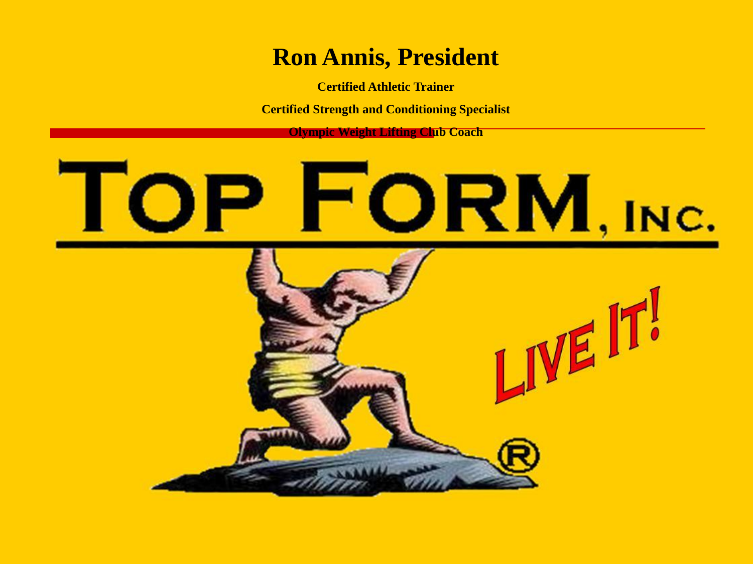# Ron Annis, President

**Certified Athletic Trainer**

**Certified Strength and Conditioning Specialist**

**Olympic Weight Lifting Club Coach**

TOP FORM, INC.

LIVE IT!

®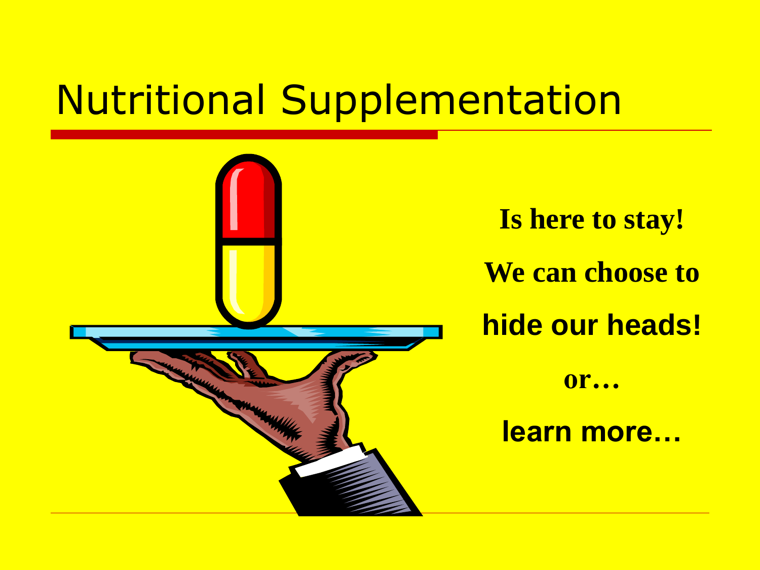# Nutritional Supplementation

**Is here to stay!**

**We can choose to**

**hide our heads!**

**or…**

**learn more…**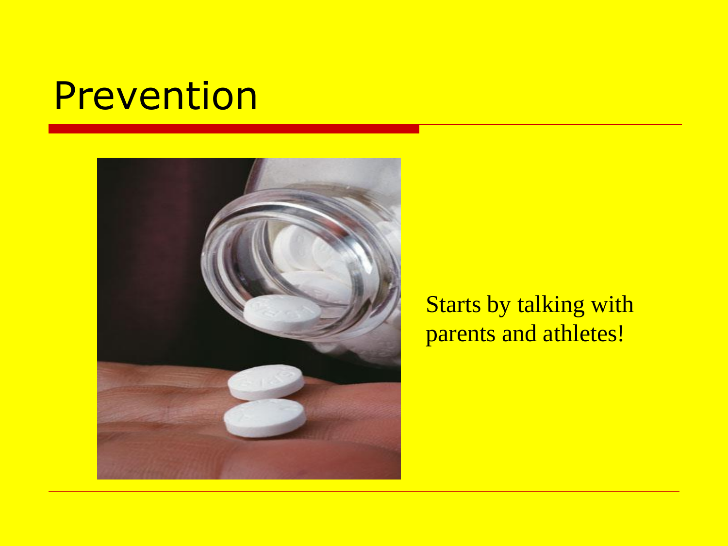# Prevention

Starts by talking with parents and athletes!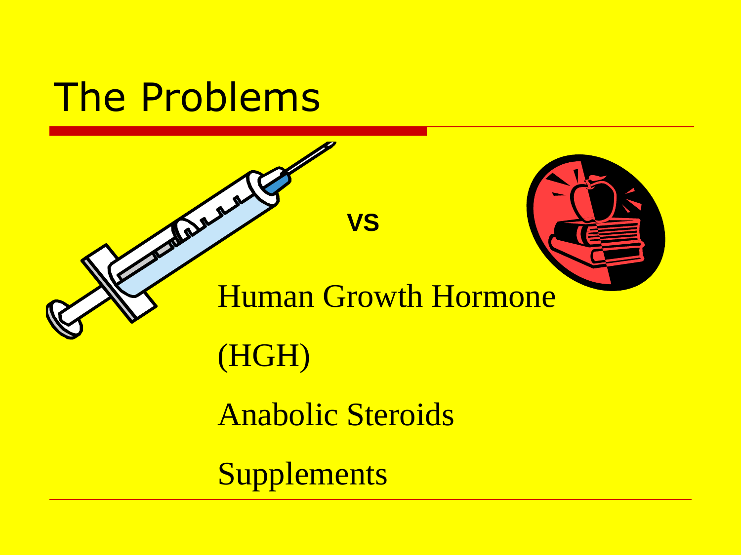# The Problems

vs

Human Growth Hormone

(HGH)

Anabolic Steroids

Supplements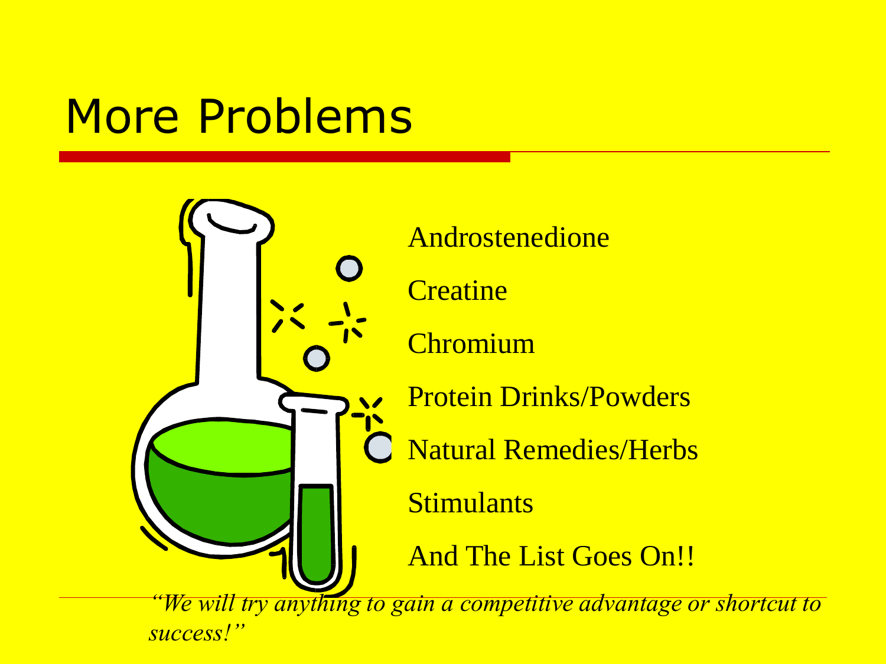# More Problems

- Androstenedione
- Creatine
- Chromium
- Protein Drinks/Powders
- Natural Remedies/Herbs
- Stimulants
- And The List Goes On!!

*"We will try anything to gain a competitive advantage or shortcut to success!"*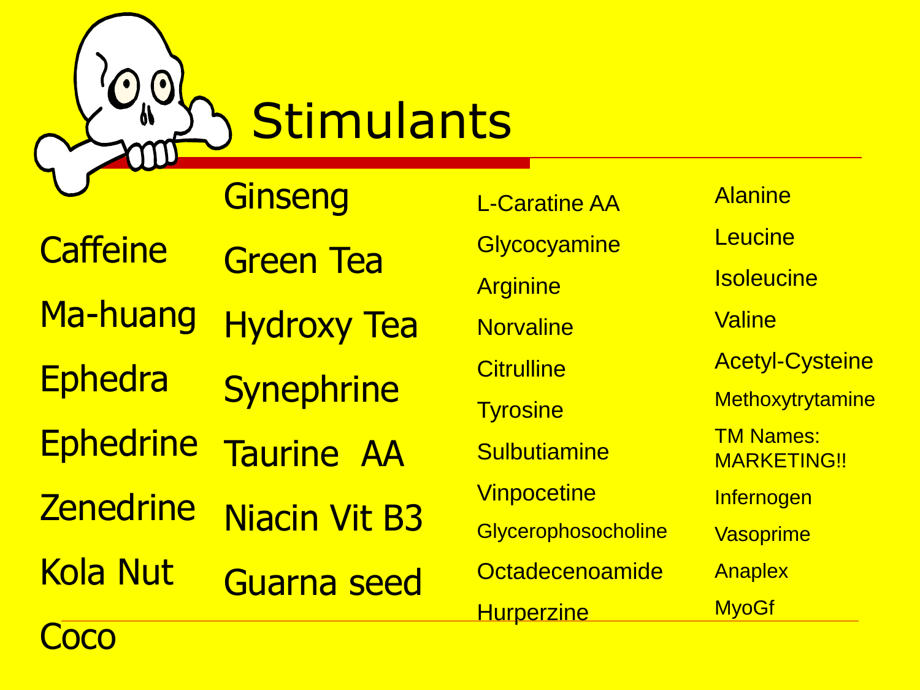# Stimulants

- Caffeine
- Ma-huang
- Ephedra
- Ephedrine
- Zenedrine
- Kola Nut
- Coco

- Ginseng
- Green Tea
- Hydroxy Tea
- Synephrine
- Taurine AA
- Niacin Vit B3
- Guarna seed

- L-Caratine AA
- Glycocyamine
- Arginine
- Norvaline
- Citrulline
- Tyrosine
- Sulbutiamine
- Vinpocetine
- Glycerophosocholine
- Octadecenoamide
- Hurperzine

- Alanine
- Leucine
- Isoleucine
- Valine
- Acetyl-Cysteine
- Methoxytrytamine
- TM Names: MARKETING!!
- Infernogen
- Vasoprime
- Anaplex
- MyoGf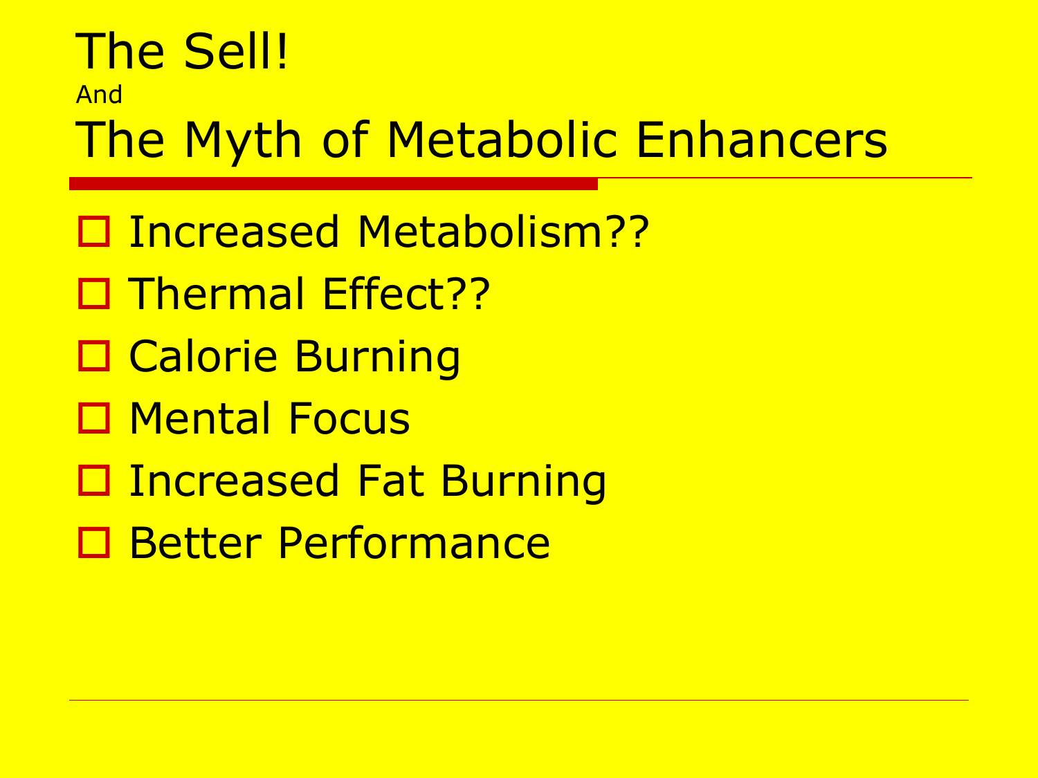# The Sell!
And
# The Myth of Metabolic Enhancers

- Increased Metabolism??
- Thermal Effect??
- Calorie Burning
- Mental Focus
- Increased Fat Burning
- Better Performance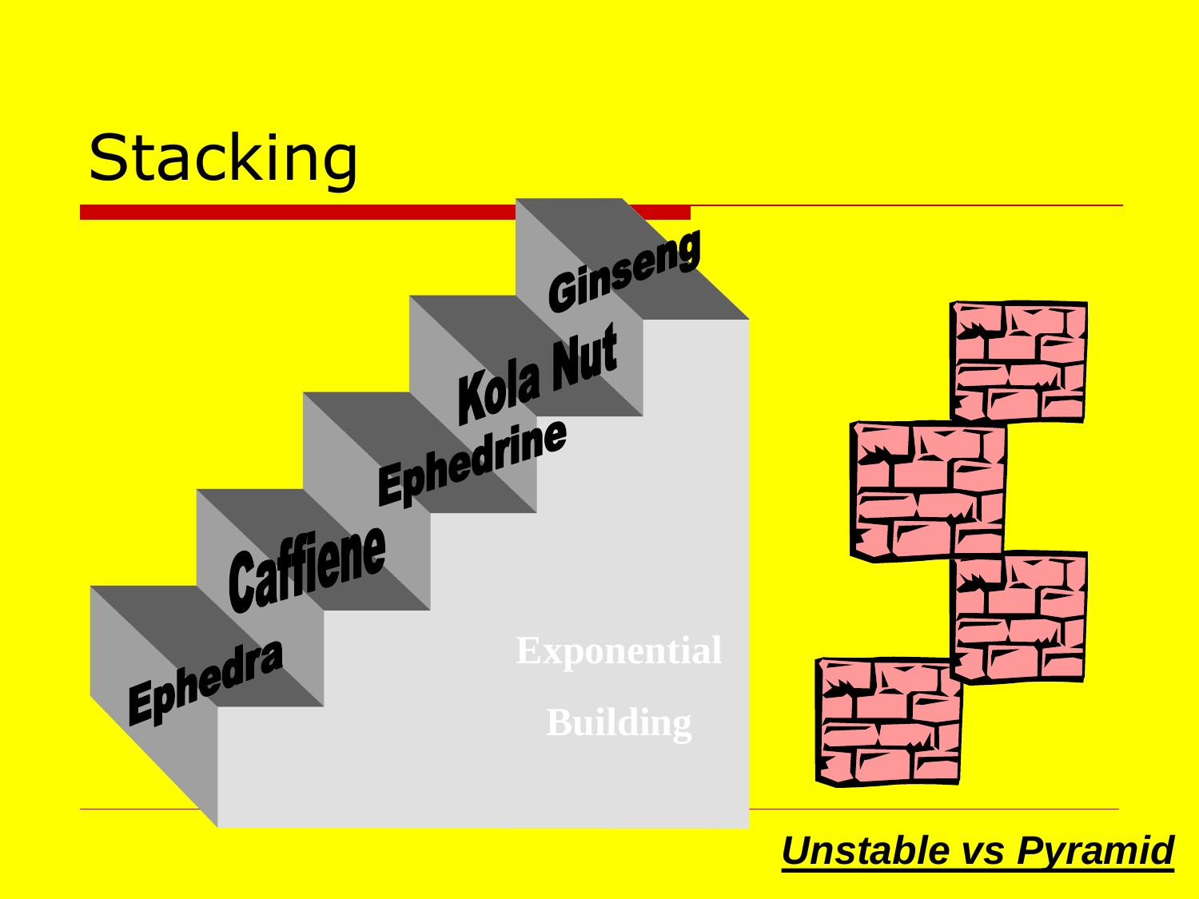# Stacking

Ephedra

Caffiene

Ephedrine

Kola Nut

Ginseng

Exponential

Building

***Unstable vs Pyramid***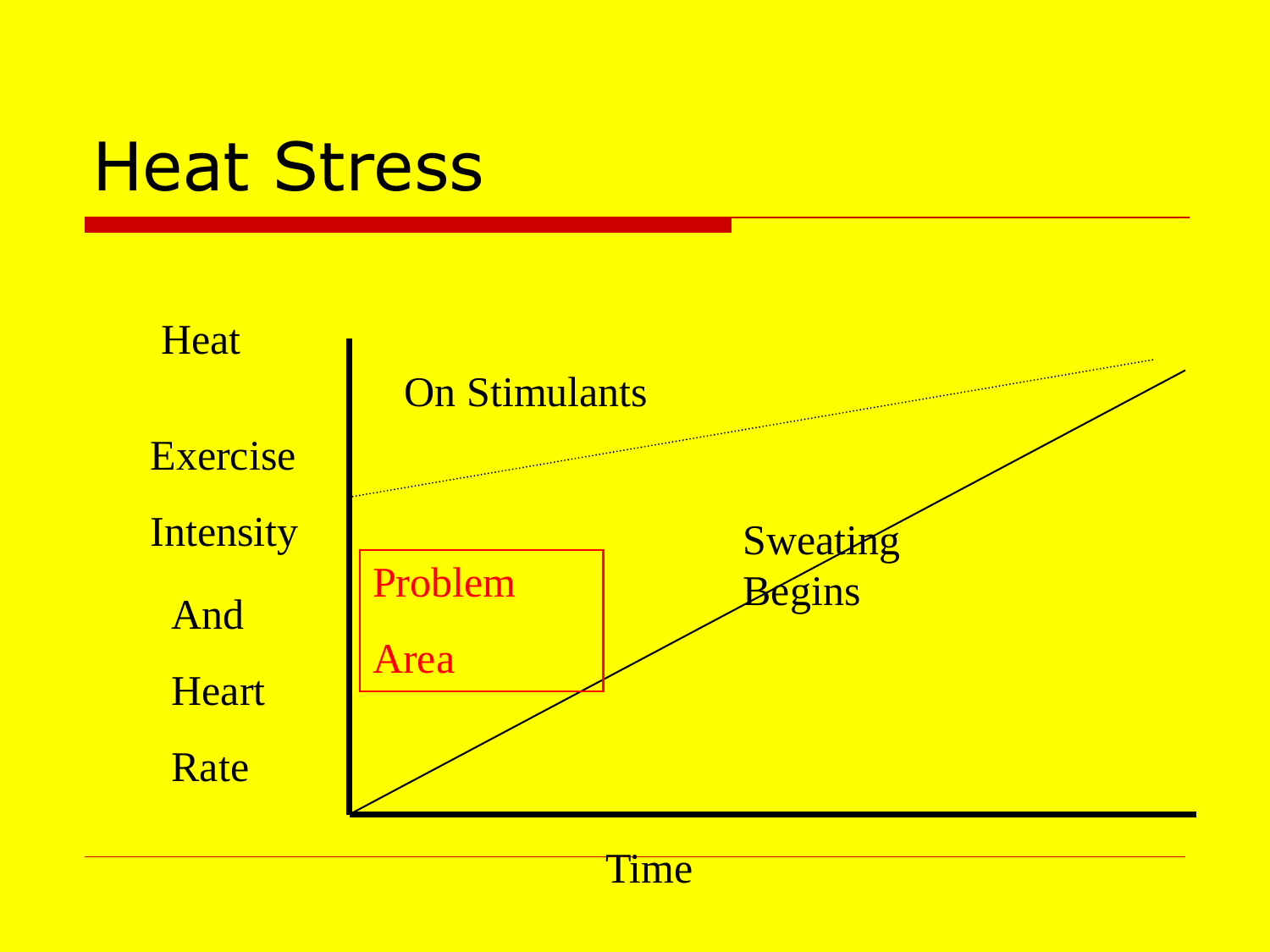# Heat Stress

Heat

Exercise

Intensity

And

Heart

Rate

On Stimulants

Problem

Area

Sweating

Begins

Time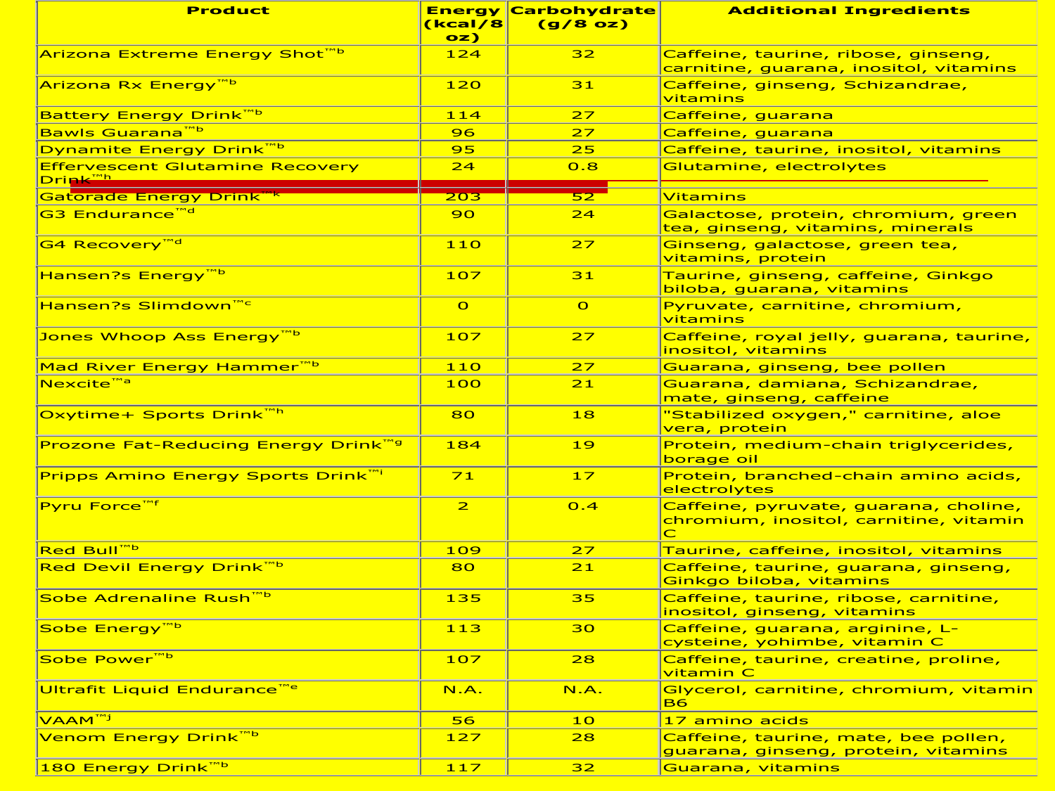| Product | Energy (kcal/8 oz) | Carbohydrate (g/8 oz) | Additional Ingredients |
|---|---|---|---|
| Arizona Extreme Energy Shot™[b] | 124 | 32 | Caffeine, taurine, ribose, ginseng, carnitine, guarana, inositol, vitamins |
| Arizona Rx Energy™[b] | 120 | 31 | Caffeine, ginseng, Schizandrae, vitamins |
| Battery Energy Drink™[b] | 114 | 27 | Caffeine, guarana |
| Bawls Guarana™[b] | 96 | 27 | Caffeine, guarana |
| Dynamite Energy Drink™[b] | 95 | 25 | Caffeine, taurine, inositol, vitamins |
| Effervescent Glutamine Recovery Drink™[h] | 24 | 0.8 | Glutamine, electrolytes |
| Gatorade Energy Drink™[k] | 203 | 52 | Vitamins |
| G3 Endurance™[d] | 90 | 24 | Galactose, protein, chromium, green tea, ginseng, vitamins, minerals |
| G4 Recovery™[d] | 110 | 27 | Ginseng, galactose, green tea, vitamins, protein |
| Hansen?s Energy™[b] | 107 | 31 | Taurine, ginseng, caffeine, Ginkgo biloba, guarana, vitamins |
| Hansen?s Slimdown™[c] | 0 | 0 | Pyruvate, carnitine, chromium, vitamins |
| Jones Whoop Ass Energy™[b] | 107 | 27 | Caffeine, royal jelly, guarana, taurine, inositol, vitamins |
| Mad River Energy Hammer™[b] | 110 | 27 | Guarana, ginseng, bee pollen |
| Nexcite™[a] | 100 | 21 | Guarana, damiana, Schizandrae, mate, ginseng, caffeine |
| Oxytime+ Sports Drink™[h] | 80 | 18 | "Stabilized oxygen," carnitine, aloe vera, protein |
| Prozone Fat-Reducing Energy Drink™[g] | 184 | 19 | Protein, medium-chain triglycerides, borage oil |
| Pripps Amino Energy Sports Drink™[i] | 71 | 17 | Protein, branched-chain amino acids, electrolytes |
| Pyru Force™[f] | 2 | 0.4 | Caffeine, pyruvate, guarana, choline, chromium, inositol, carnitine, vitamin C |
| Red Bull™[b] | 109 | 27 | Taurine, caffeine, inositol, vitamins |
| Red Devil Energy Drink™[b] | 80 | 21 | Caffeine, taurine, guarana, ginseng, Ginkgo biloba, vitamins |
| Sobe Adrenaline Rush™[b] | 135 | 35 | Caffeine, taurine, ribose, carnitine, inositol, ginseng, vitamins |
| Sobe Energy™[b] | 113 | 30 | Caffeine, guarana, arginine, L-cysteine, yohimbe, vitamin C |
| Sobe Power™[b] | 107 | 28 | Caffeine, taurine, creatine, proline, vitamin C |
| Ultrafit Liquid Endurance™[e] | N.A. | N.A. | Glycerol, carnitine, chromium, vitamin B6 |
| VAAM™[j] | 56 | 10 | 17 amino acids |
| Venom Energy Drink™[b] | 127 | 28 | Caffeine, taurine, mate, bee pollen, guarana, ginseng, protein, vitamins |
| 180 Energy Drink™[b] | 117 | 32 | Guarana, vitamins |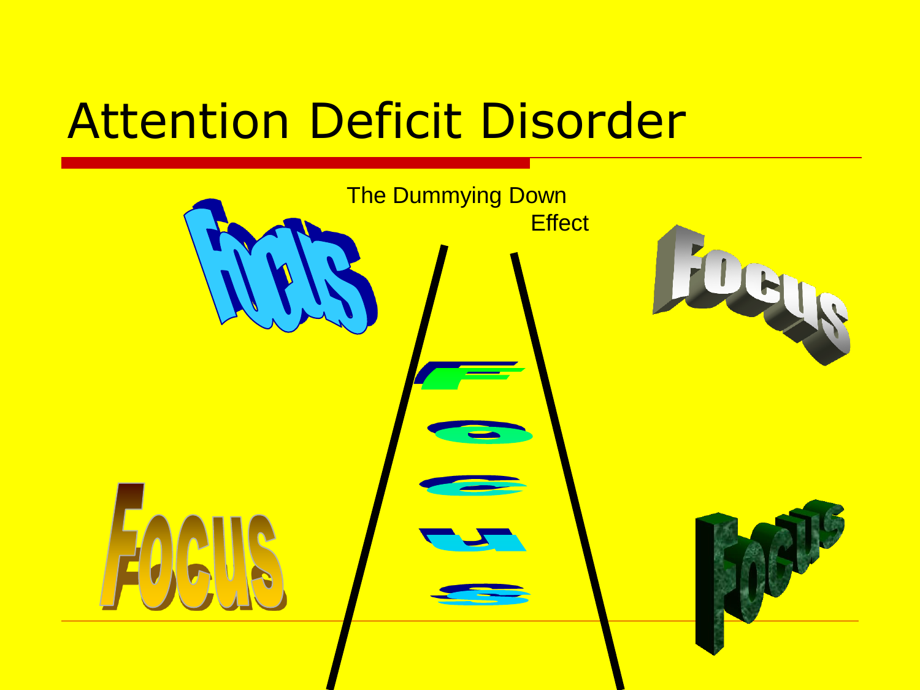# Attention Deficit Disorder

The Dummying Down Effect

Focus

Focus

F o c u s

Focus

Focus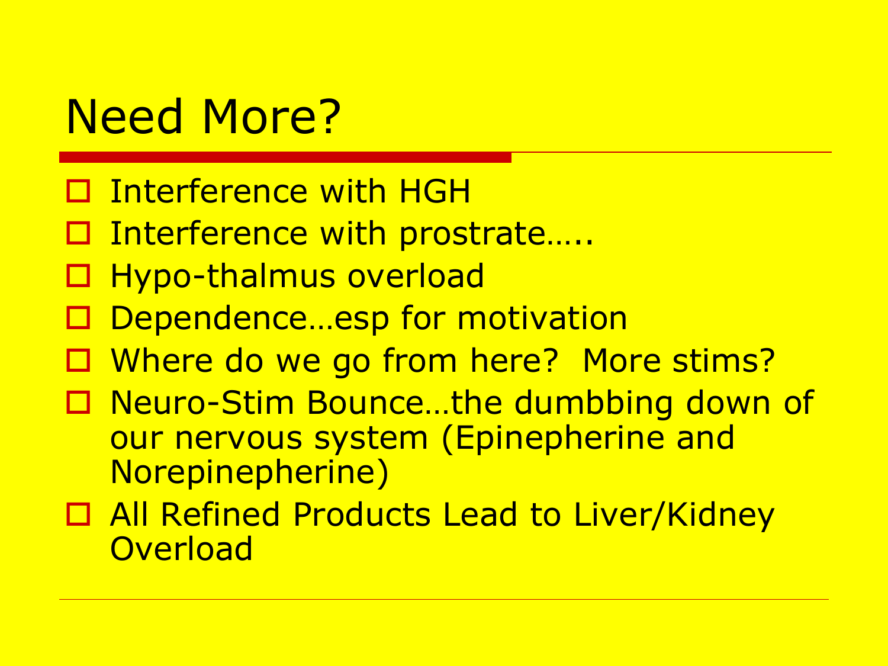# Need More?

- Interference with HGH
- Interference with prostrate…..
- Hypo-thalmus overload
- Dependence…esp for motivation
- Where do we go from here? More stims?
- Neuro-Stim Bounce…the dumbbing down of our nervous system (Epinepherine and Norepinepherine)
- All Refined Products Lead to Liver/Kidney Overload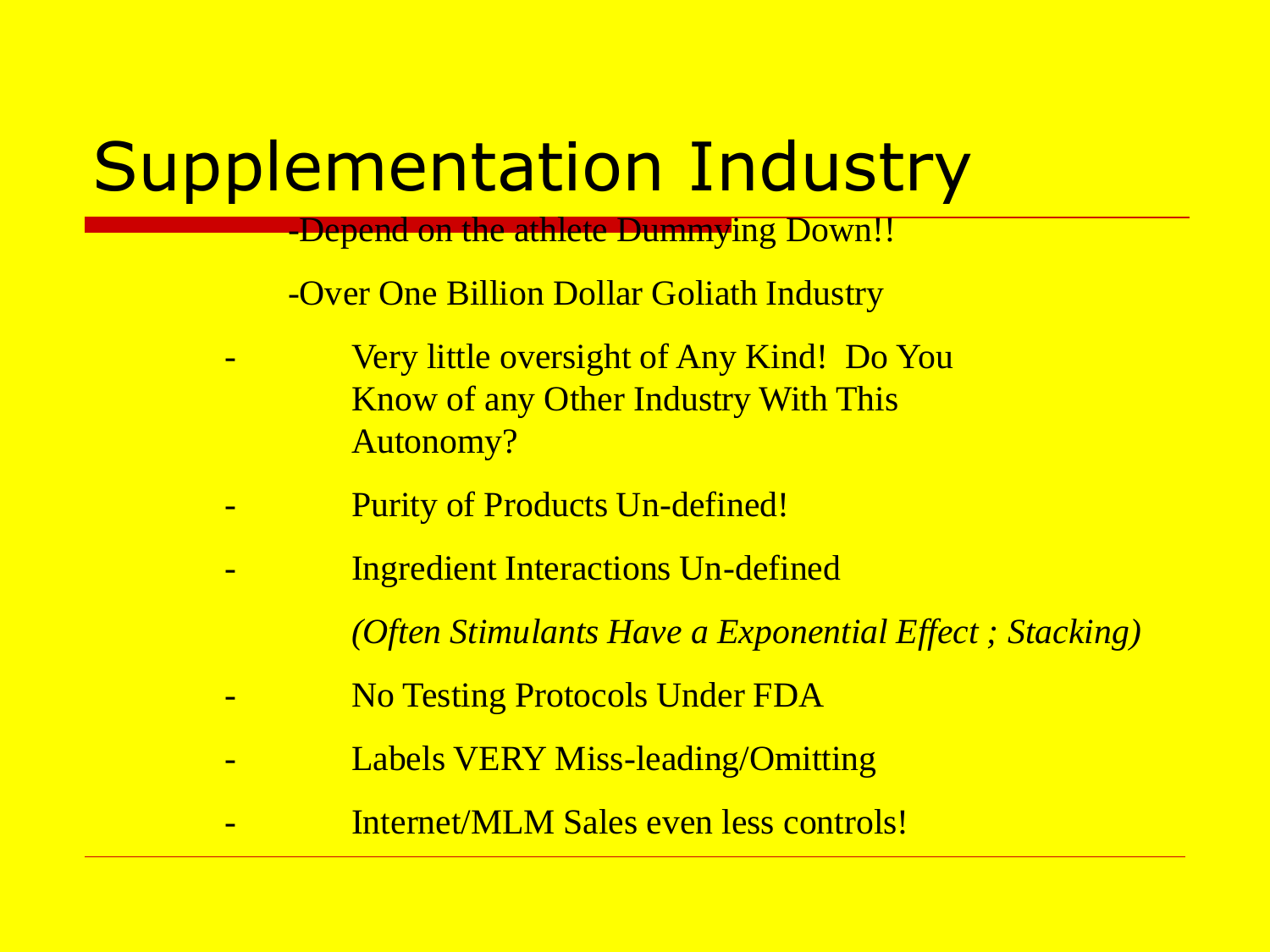# Supplementation Industry

-Depend on the athlete Dummying Down!!

-Over One Billion Dollar Goliath Industry

- Very little oversight of Any Kind!  Do You Know of any Other Industry With This Autonomy?
- Purity of Products Un-defined!
- Ingredient Interactions Un-defined

  *(Often Stimulants Have a Exponential Effect ; Stacking)*
- No Testing Protocols Under FDA
- Labels VERY Miss-leading/Omitting
- Internet/MLM Sales even less controls!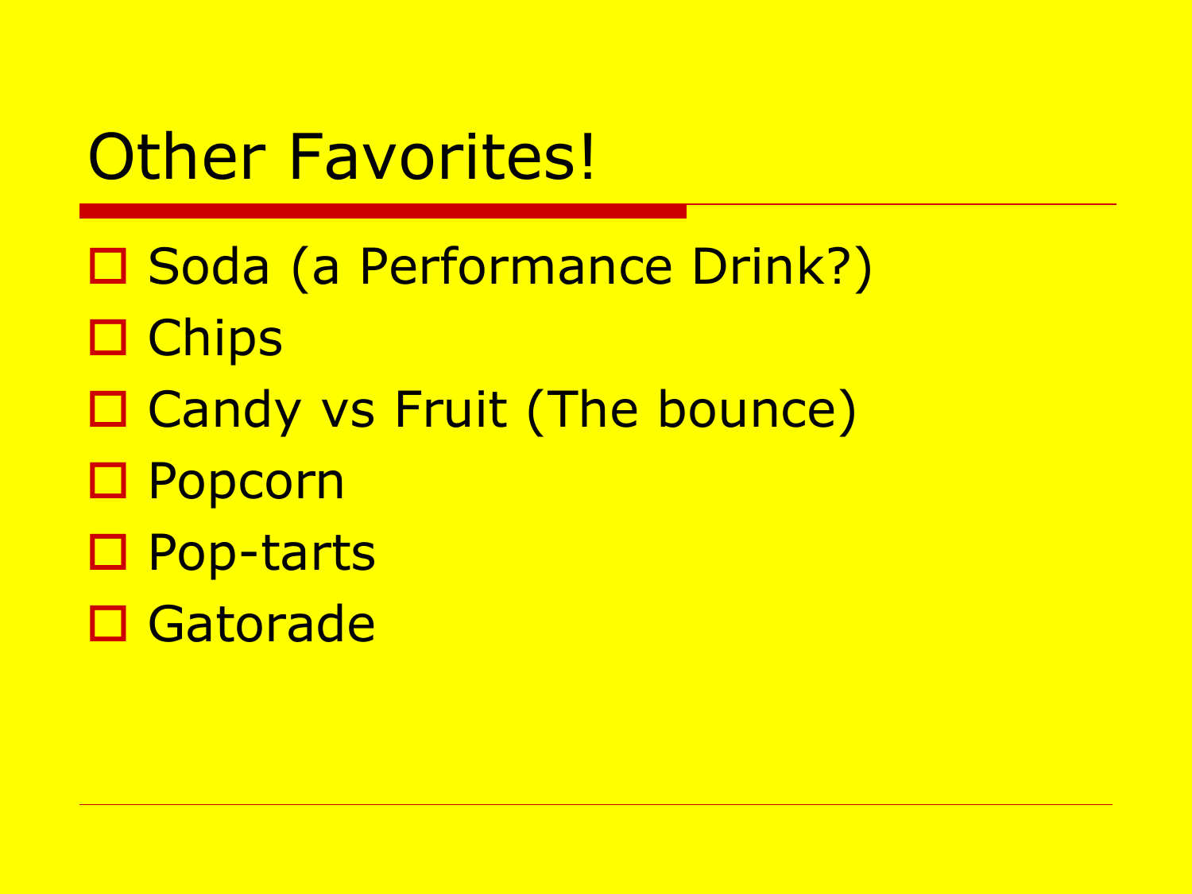# Other Favorites!

- Soda (a Performance Drink?)
- Chips
- Candy vs Fruit (The bounce)
- Popcorn
- Pop-tarts
- Gatorade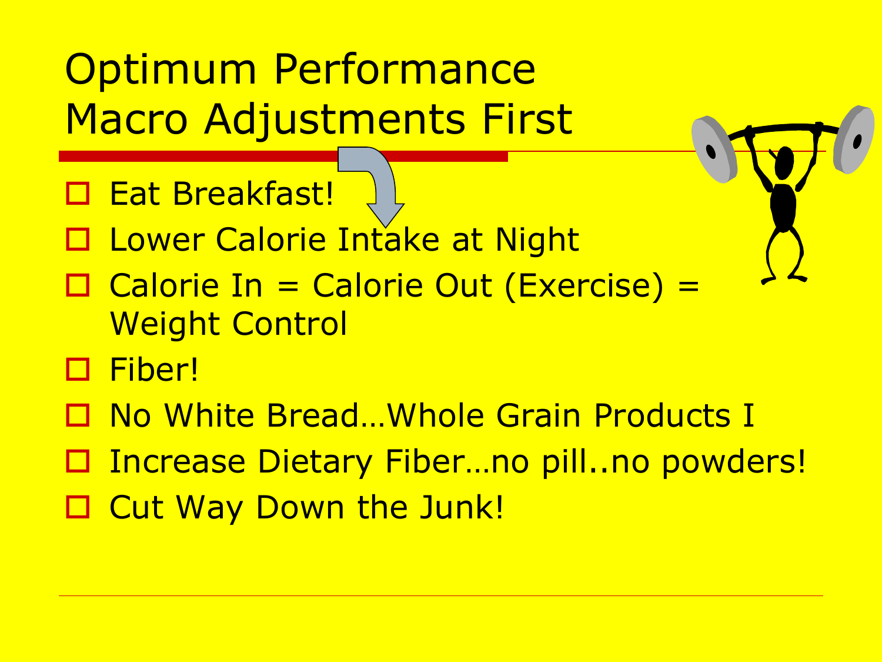# Optimum Performance Macro Adjustments First

- Eat Breakfast!
- Lower Calorie Intake at Night
- Calorie In = Calorie Out (Exercise) = Weight Control
- Fiber!
- No White Bread…Whole Grain Products I
- Increase Dietary Fiber…no pill..no powders!
- Cut Way Down the Junk!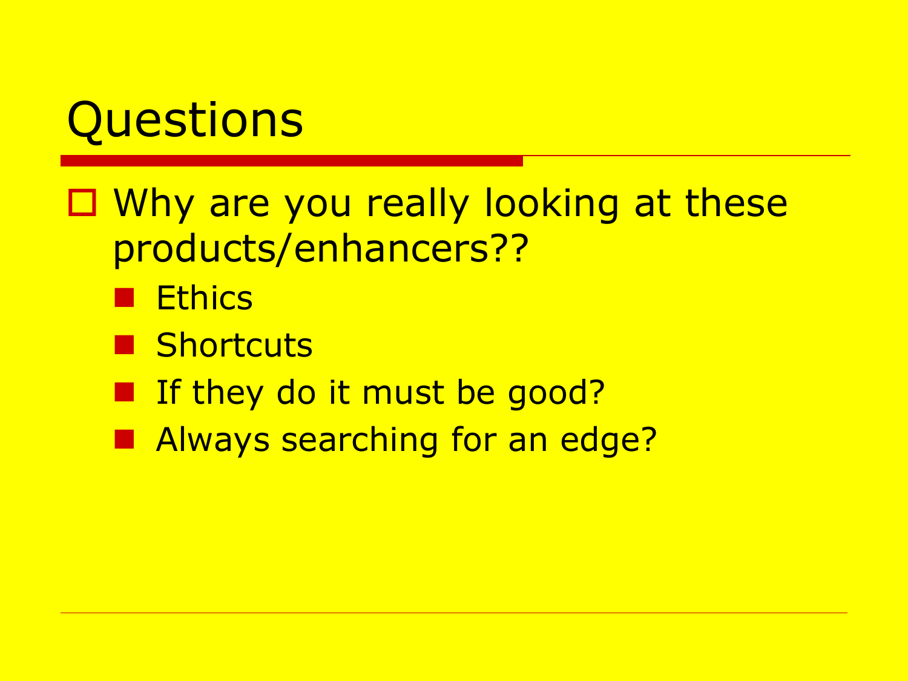# Questions

- Why are you really looking at these products/enhancers??
  - Ethics
  - Shortcuts
  - If they do it must be good?
  - Always searching for an edge?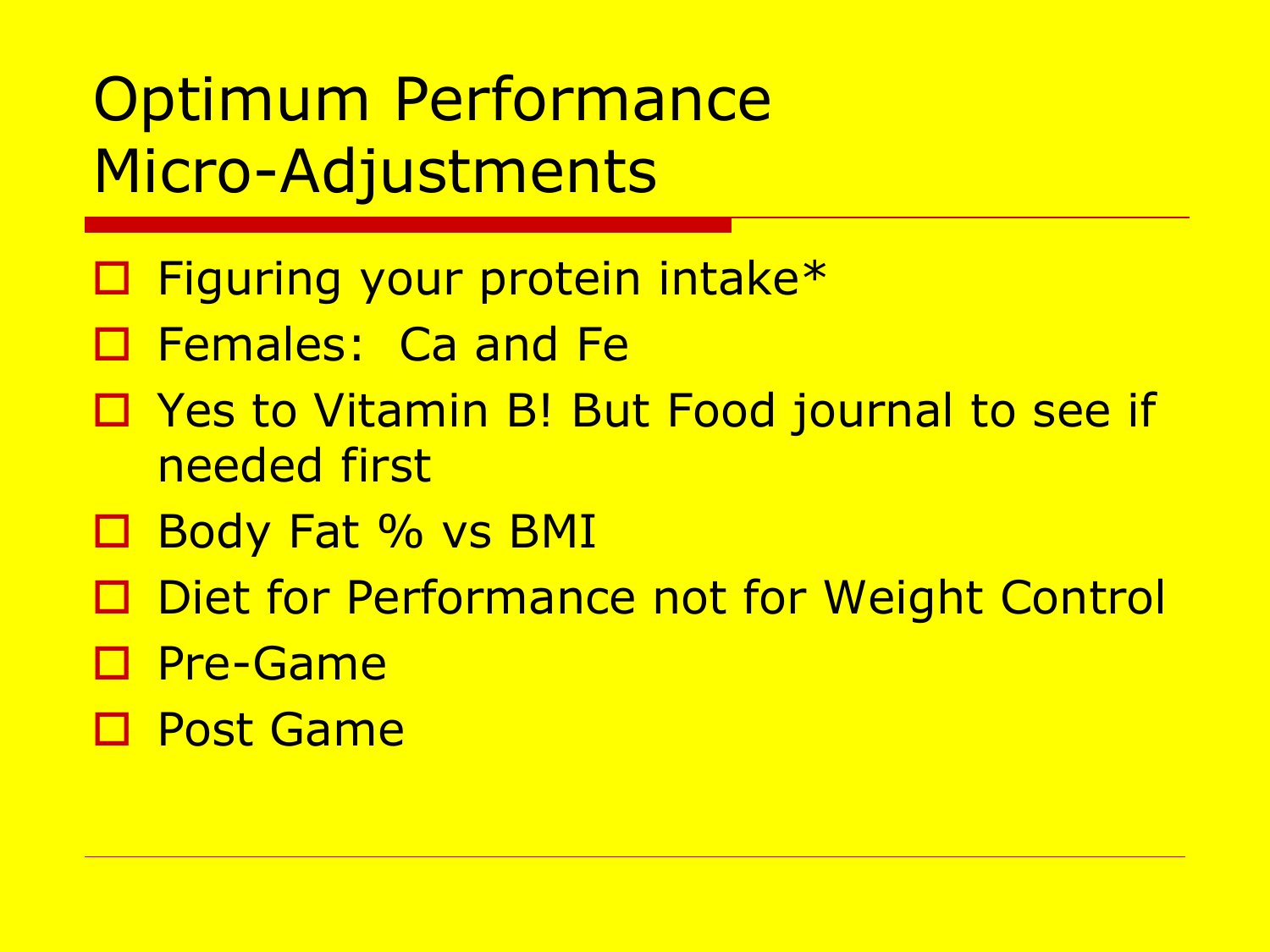# Optimum Performance Micro-Adjustments

- Figuring your protein intake*
- Females:  Ca and Fe
- Yes to Vitamin B! But Food journal to see if needed first
- Body Fat % vs BMI
- Diet for Performance not for Weight Control
- Pre-Game
- Post Game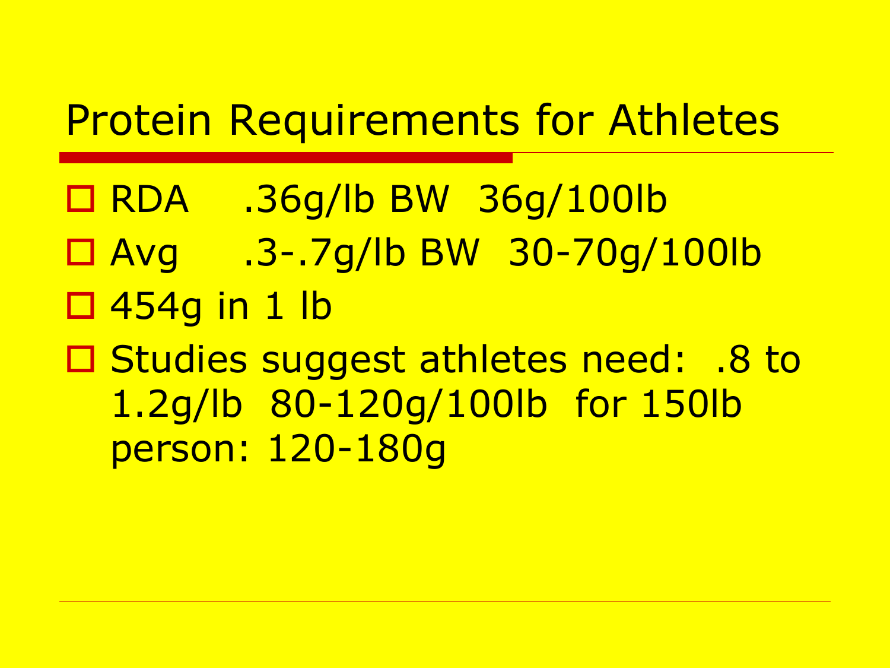# Protein Requirements for Athletes

- RDA .36g/lb BW 36g/100lb
- Avg .3-.7g/lb BW 30-70g/100lb
- 454g in 1 lb
- Studies suggest athletes need: .8 to 1.2g/lb 80-120g/100lb for 150lb person: 120-180g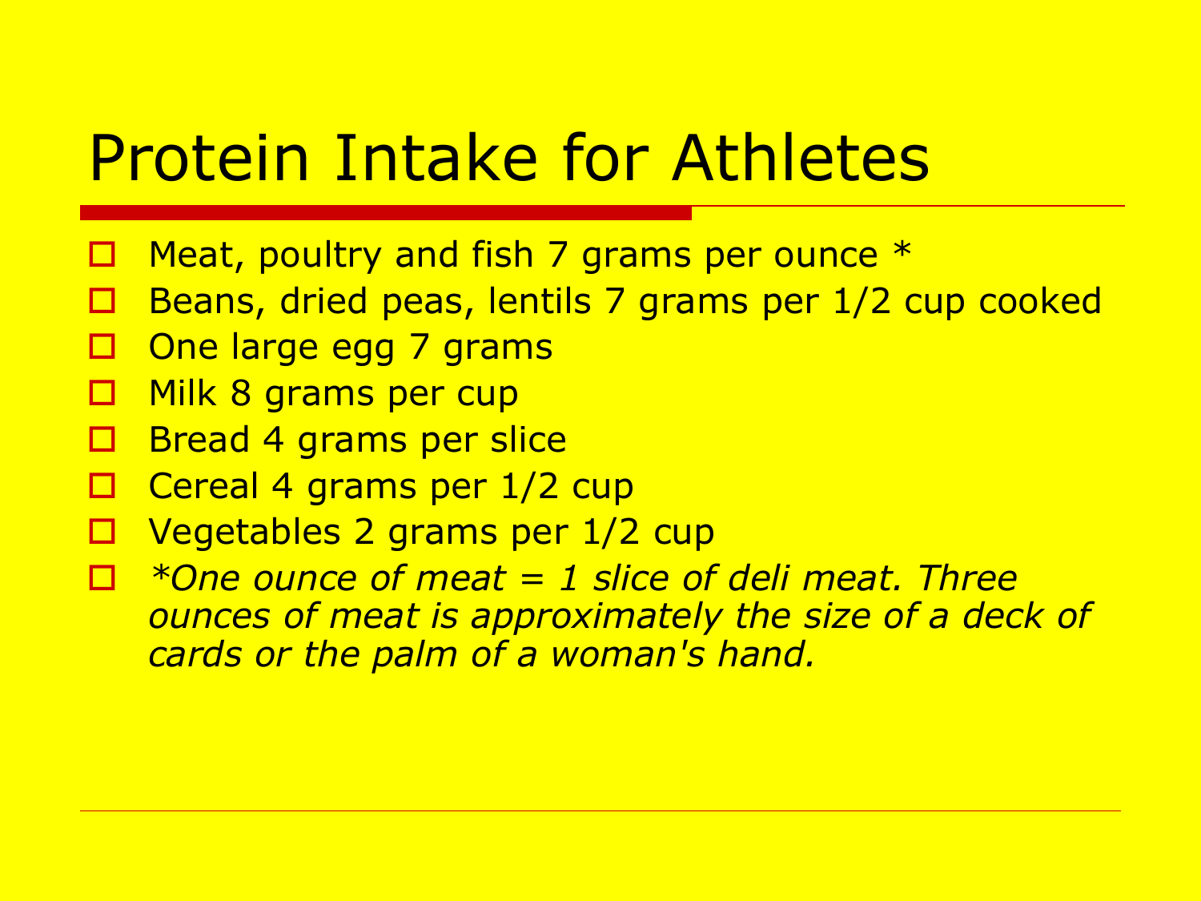# Protein Intake for Athletes

- Meat, poultry and fish 7 grams per ounce *
- Beans, dried peas, lentils 7 grams per 1/2 cup cooked
- One large egg 7 grams
- Milk 8 grams per cup
- Bread 4 grams per slice
- Cereal 4 grams per 1/2 cup
- Vegetables 2 grams per 1/2 cup
- *\*One ounce of meat = 1 slice of deli meat. Three ounces of meat is approximately the size of a deck of cards or the palm of a woman's hand.*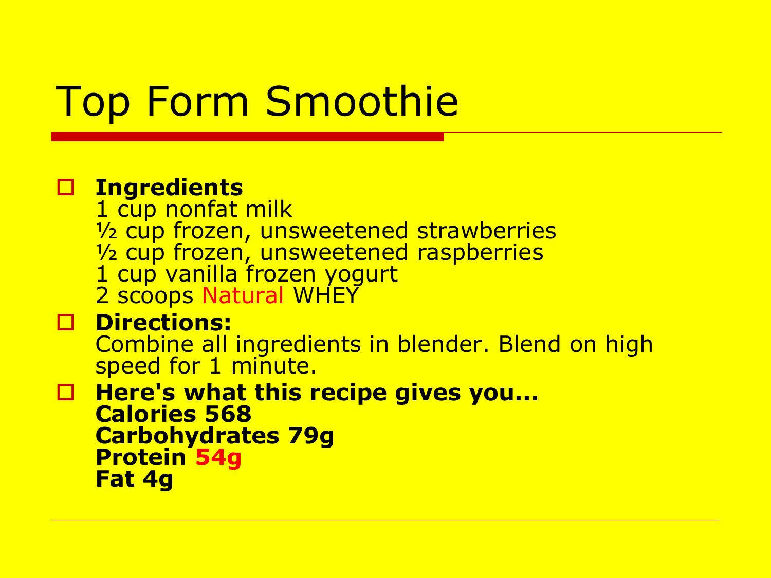# Top Form Smoothie

- **Ingredients**
  1 cup nonfat milk
  ½ cup frozen, unsweetened strawberries
  ½ cup frozen, unsweetened raspberries
  1 cup vanilla frozen yogurt
  2 scoops Natural WHEY
- **Directions:**
  Combine all ingredients in blender. Blend on high speed for 1 minute.
- **Here's what this recipe gives you...**
  **Calories 568**
  **Carbohydrates 79g**
  **Protein 54g**
  **Fat 4g**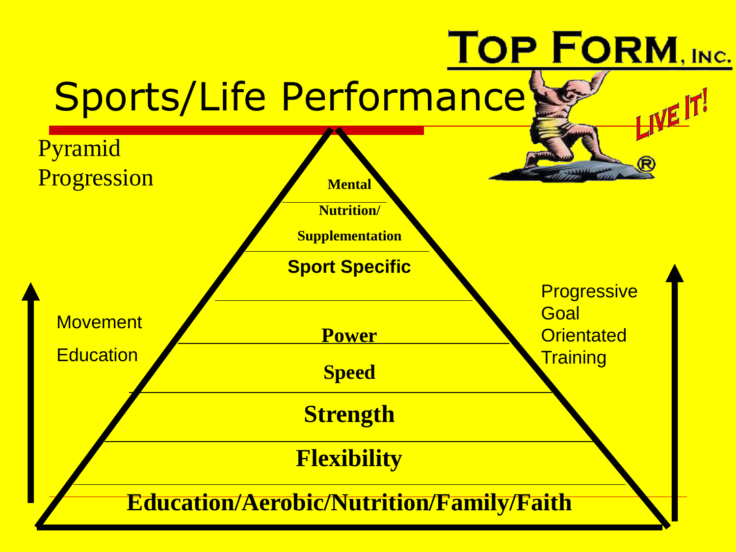# Sports/Life Performance

**TOP FORM, INC.** — LIVE IT!

Pyramid Progression

**Mental**

**Nutrition/ Supplementation**

**Sport Specific**

**Power**

**Speed**

**Strength**

**Flexibility**

**Education/Aerobic/Nutrition/Family/Faith**

Movement Education

Progressive Goal Orientated Training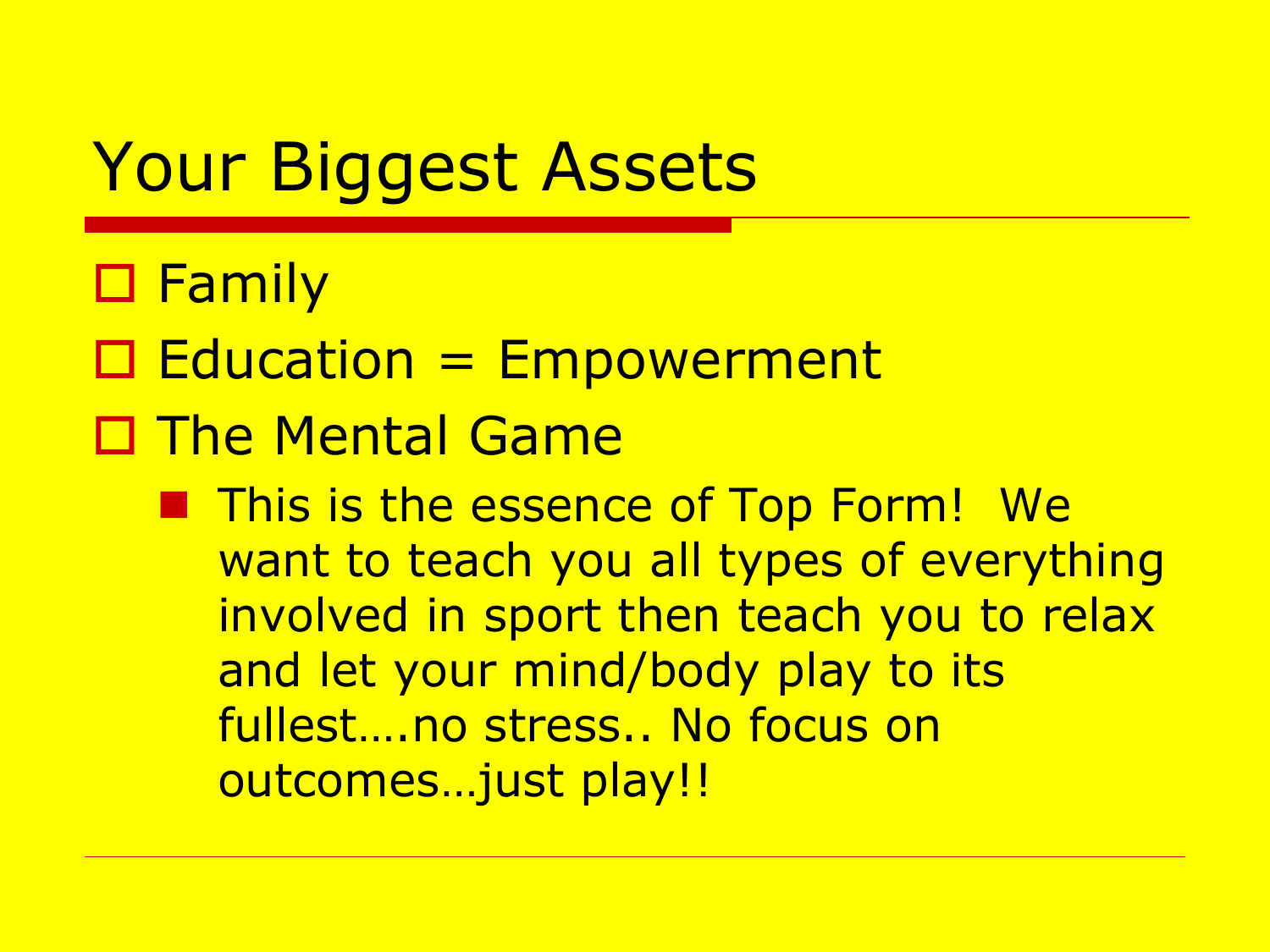# Your Biggest Assets

- Family
- Education = Empowerment
- The Mental Game
  - This is the essence of Top Form! We want to teach you all types of everything involved in sport then teach you to relax and let your mind/body play to its fullest….no stress.. No focus on outcomes…just play!!